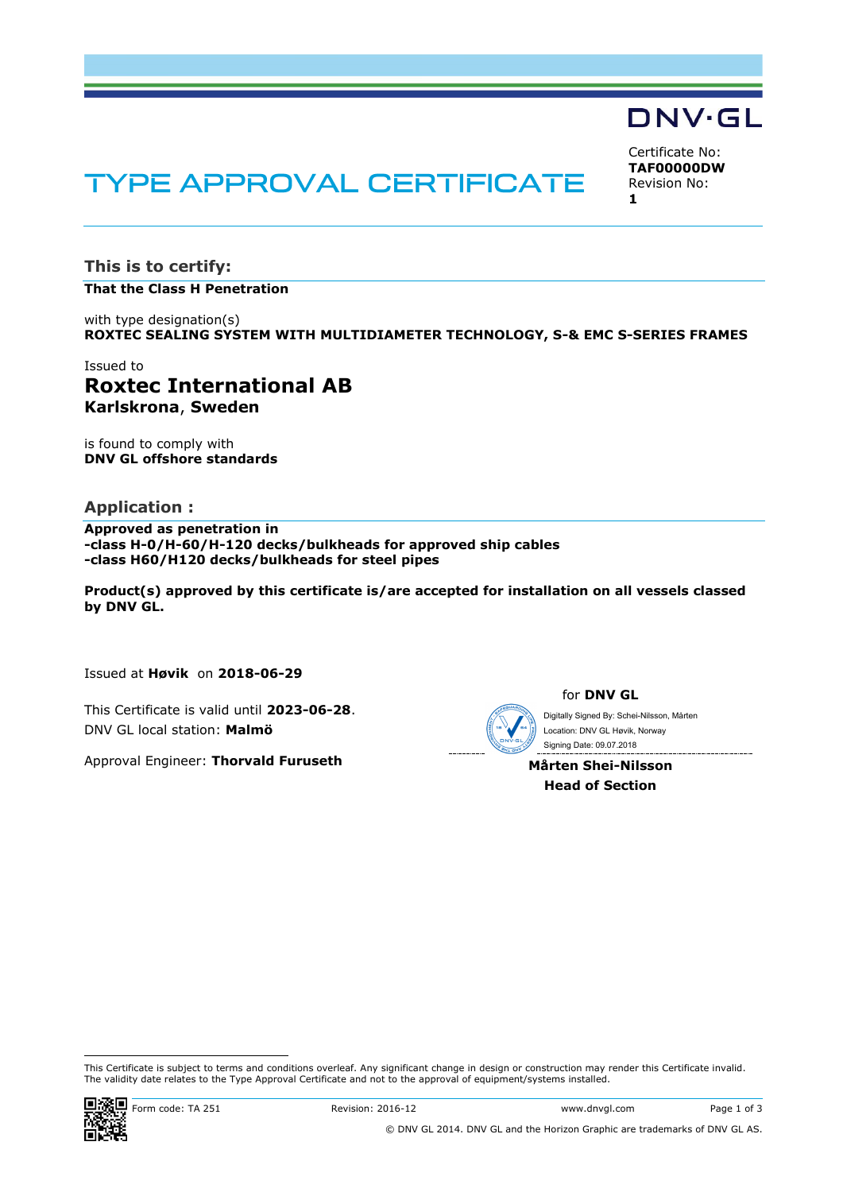DNV·GL

# TYPE APPROVAL CERTIFICATE

Certificate No:
**TAF00000DW**
Revision No:
**1**

## This is to certify:

**That the Class H Penetration**

with type designation(s)
**ROXTEC SEALING SYSTEM WITH MULTIDIAMETER TECHNOLOGY, S-& EMC S-SERIES FRAMES**

Issued to
**Roxtec International AB**
**Karlskrona, Sweden**

is found to comply with
**DNV GL offshore standards**

## Application :

**Approved as penetration in**
**-class H-0/H-60/H-120 decks/bulkheads for approved ship cables**
**-class H60/H120 decks/bulkheads for steel pipes**

**Product(s) approved by this certificate is/are accepted for installation on all vessels classed by DNV GL.**

Issued at **Høvik** on **2018-06-29**

This Certificate is valid until **2023-06-28**.
DNV GL local station: **Malmö**

Approval Engineer: **Thorvald Furuseth**

for **DNV GL**

Digitally Signed By: Schei-Nilsson, Mårten
Location: DNV GL Høvik, Norway
Signing Date: 09.07.2018

**Mårten Shei-Nilsson**
**Head of Section**

This Certificate is subject to terms and conditions overleaf. Any significant change in design or construction may render this Certificate invalid. The validity date relates to the Type Approval Certificate and not to the approval of equipment/systems installed.

Form code: TA 251 Revision: 2016-12 www.dnvgl.com

© DNV GL 2014. DNV GL and the Horizon Graphic are trademarks of DNV GL AS.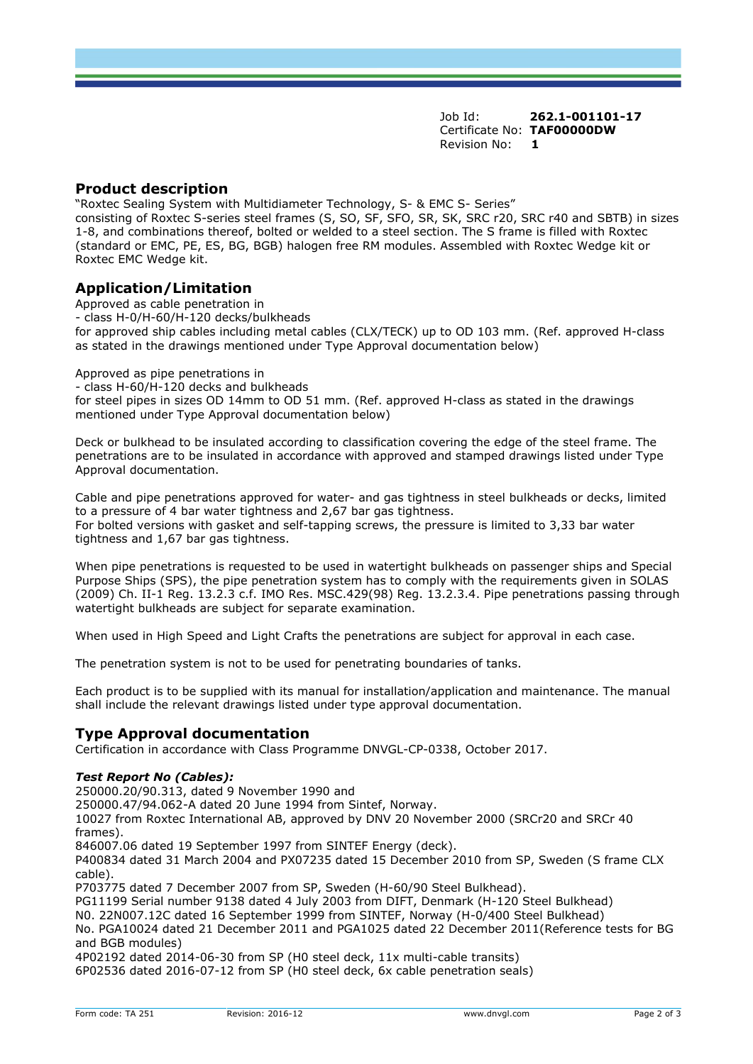Job Id: **262.1-001101-17**
Certificate No: **TAF00000DW**
Revision No: **1**

## Product description

"Roxtec Sealing System with Multidiameter Technology, S- & EMC S- Series"
consisting of Roxtec S-series steel frames (S, SO, SF, SFO, SR, SK, SRC r20, SRC r40 and SBTB) in sizes 1-8, and combinations thereof, bolted or welded to a steel section. The S frame is filled with Roxtec (standard or EMC, PE, ES, BG, BGB) halogen free RM modules. Assembled with Roxtec Wedge kit or Roxtec EMC Wedge kit.

## Application/Limitation

Approved as cable penetration in
- class H-0/H-60/H-120 decks/bulkheads

for approved ship cables including metal cables (CLX/TECK) up to OD 103 mm. (Ref. approved H-class as stated in the drawings mentioned under Type Approval documentation below)

Approved as pipe penetrations in
- class H-60/H-120 decks and bulkheads

for steel pipes in sizes OD 14mm to OD 51 mm. (Ref. approved H-class as stated in the drawings mentioned under Type Approval documentation below)

Deck or bulkhead to be insulated according to classification covering the edge of the steel frame. The penetrations are to be insulated in accordance with approved and stamped drawings listed under Type Approval documentation.

Cable and pipe penetrations approved for water- and gas tightness in steel bulkheads or decks, limited to a pressure of 4 bar water tightness and 2,67 bar gas tightness.
For bolted versions with gasket and self-tapping screws, the pressure is limited to 3,33 bar water tightness and 1,67 bar gas tightness.

When pipe penetrations is requested to be used in watertight bulkheads on passenger ships and Special Purpose Ships (SPS), the pipe penetration system has to comply with the requirements given in SOLAS (2009) Ch. II-1 Reg. 13.2.3 c.f. IMO Res. MSC.429(98) Reg. 13.2.3.4. Pipe penetrations passing through watertight bulkheads are subject for separate examination.

When used in High Speed and Light Crafts the penetrations are subject for approval in each case.

The penetration system is not to be used for penetrating boundaries of tanks.

Each product is to be supplied with its manual for installation/application and maintenance. The manual shall include the relevant drawings listed under type approval documentation.

## Type Approval documentation

Certification in accordance with Class Programme DNVGL-CP-0338, October 2017.

***Test Report No (Cables):***

250000.20/90.313, dated 9 November 1990 and
250000.47/94.062-A dated 20 June 1994 from Sintef, Norway.
10027 from Roxtec International AB, approved by DNV 20 November 2000 (SRCr20 and SRCr 40 frames).
846007.06 dated 19 September 1997 from SINTEF Energy (deck).
P400834 dated 31 March 2004 and PX07235 dated 15 December 2010 from SP, Sweden (S frame CLX cable).
P703775 dated 7 December 2007 from SP, Sweden (H-60/90 Steel Bulkhead).
PG11199 Serial number 9138 dated 4 July 2003 from DIFT, Denmark (H-120 Steel Bulkhead)
N0. 22N007.12C dated 16 September 1999 from SINTEF, Norway (H-0/400 Steel Bulkhead)
No. PGA10024 dated 21 December 2011 and PGA1025 dated 22 December 2011(Reference tests for BG and BGB modules)
4P02192 dated 2014-06-30 from SP (H0 steel deck, 11x multi-cable transits)
6P02536 dated 2016-07-12 from SP (H0 steel deck, 6x cable penetration seals)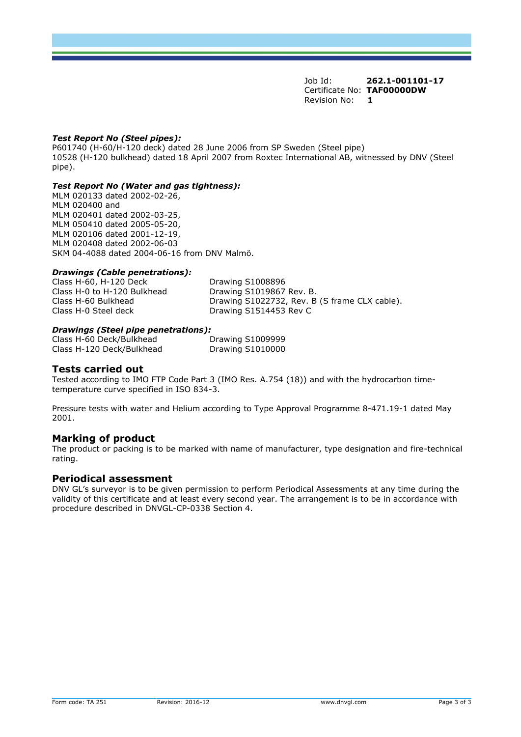Job Id: **262.1-001101-17**
Certificate No: **TAF00000DW**
Revision No: **1**

***Test Report No (Steel pipes):***
P601740 (H-60/H-120 deck) dated 28 June 2006 from SP Sweden (Steel pipe)
10528 (H-120 bulkhead) dated 18 April 2007 from Roxtec International AB, witnessed by DNV (Steel pipe).

***Test Report No (Water and gas tightness):***
MLM 020133 dated 2002-02-26,
MLM 020400 and
MLM 020401 dated 2002-03-25,
MLM 050410 dated 2005-05-20,
MLM 020106 dated 2001-12-19,
MLM 020408 dated 2002-06-03
SKM 04-4088 dated 2004-06-16 from DNV Malmö.

***Drawings (Cable penetrations):***

| | |
|---|---|
| Class H-60, H-120 Deck | Drawing S1008896 |
| Class H-0 to H-120 Bulkhead | Drawing S1019867 Rev. B. |
| Class H-60 Bulkhead | Drawing S1022732, Rev. B (S frame CLX cable). |
| Class H-0 Steel deck | Drawing S1514453 Rev C |

***Drawings (Steel pipe penetrations):***

| | |
|---|---|
| Class H-60 Deck/Bulkhead | Drawing S1009999 |
| Class H-120 Deck/Bulkhead | Drawing S1010000 |

## Tests carried out

Tested according to IMO FTP Code Part 3 (IMO Res. A.754 (18)) and with the hydrocarbon time-temperature curve specified in ISO 834-3.

Pressure tests with water and Helium according to Type Approval Programme 8-471.19-1 dated May 2001.

## Marking of product

The product or packing is to be marked with name of manufacturer, type designation and fire-technical rating.

## Periodical assessment

DNV GL's surveyor is to be given permission to perform Periodical Assessments at any time during the validity of this certificate and at least every second year. The arrangement is to be in accordance with procedure described in DNVGL-CP-0338 Section 4.